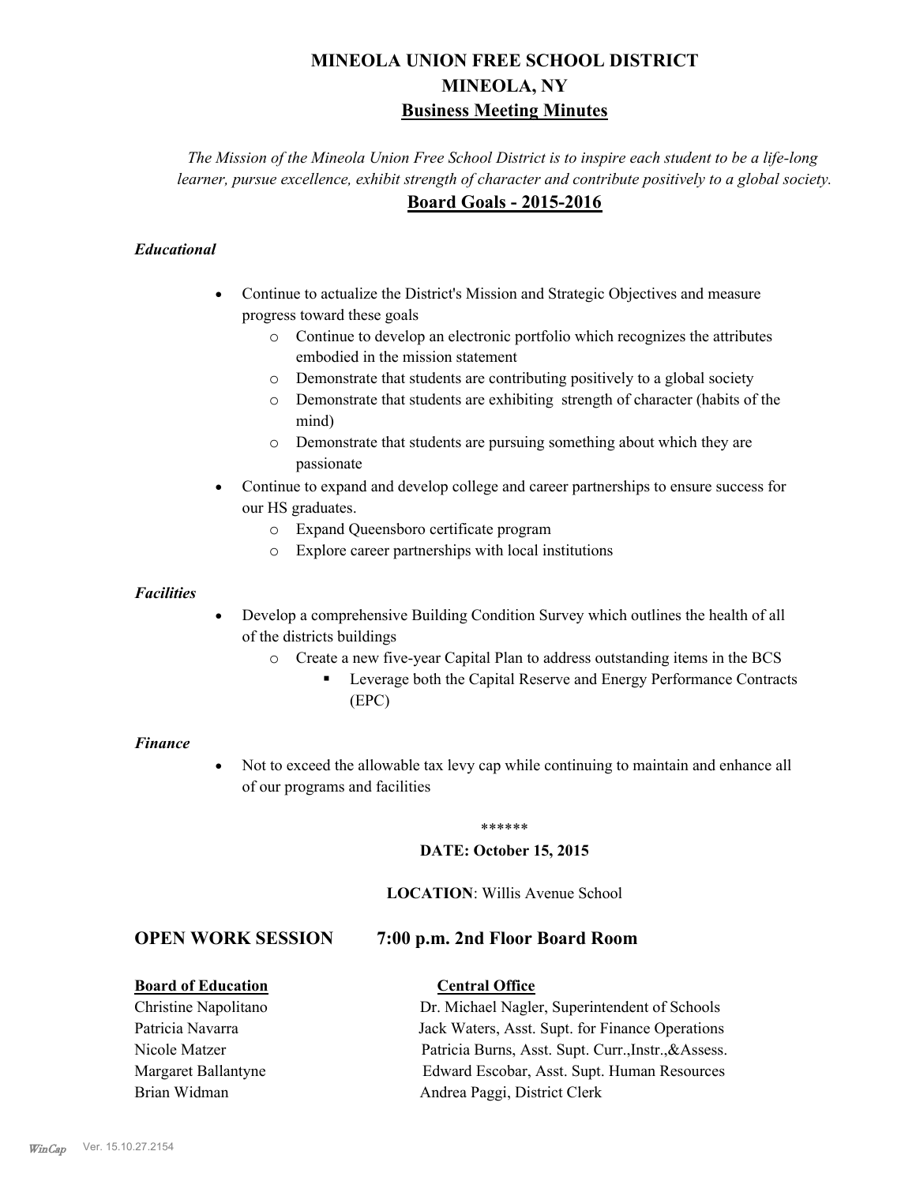# MINEOLA UNION FREE SCHOOL DISTRICT
# MINEOLA, NY
## Business Meeting Minutes

*The Mission of the Mineola Union Free School District is to inspire each student to be a life-long learner, pursue excellence, exhibit strength of character and contribute positively to a global society.*

## Board Goals - 2015-2016

### *Educational*

- Continue to actualize the District's Mission and Strategic Objectives and measure progress toward these goals
  - Continue to develop an electronic portfolio which recognizes the attributes embodied in the mission statement
  - Demonstrate that students are contributing positively to a global society
  - Demonstrate that students are exhibiting strength of character (habits of the mind)
  - Demonstrate that students are pursuing something about which they are passionate
- Continue to expand and develop college and career partnerships to ensure success for our HS graduates.
  - Expand Queensboro certificate program
  - Explore career partnerships with local institutions

### *Facilities*

- Develop a comprehensive Building Condition Survey which outlines the health of all of the districts buildings
  - Create a new five-year Capital Plan to address outstanding items in the BCS
    - Leverage both the Capital Reserve and Energy Performance Contracts (EPC)

### *Finance*

- Not to exceed the allowable tax levy cap while continuing to maintain and enhance all of our programs and facilities

\*\*\*\*\*\*

**DATE: October 15, 2015**

**LOCATION**: Willis Avenue School

## OPEN WORK SESSION 7:00 p.m. 2nd Floor Board Room

| **Board of Education** | **Central Office** |
|---|---|
| Christine Napolitano | Dr. Michael Nagler, Superintendent of Schools |
| Patricia Navarra | Jack Waters, Asst. Supt. for Finance Operations |
| Nicole Matzer | Patricia Burns, Asst. Supt. Curr.,Instr.,&Assess. |
| Margaret Ballantyne | Edward Escobar, Asst. Supt. Human Resources |
| Brian Widman | Andrea Paggi, District Clerk |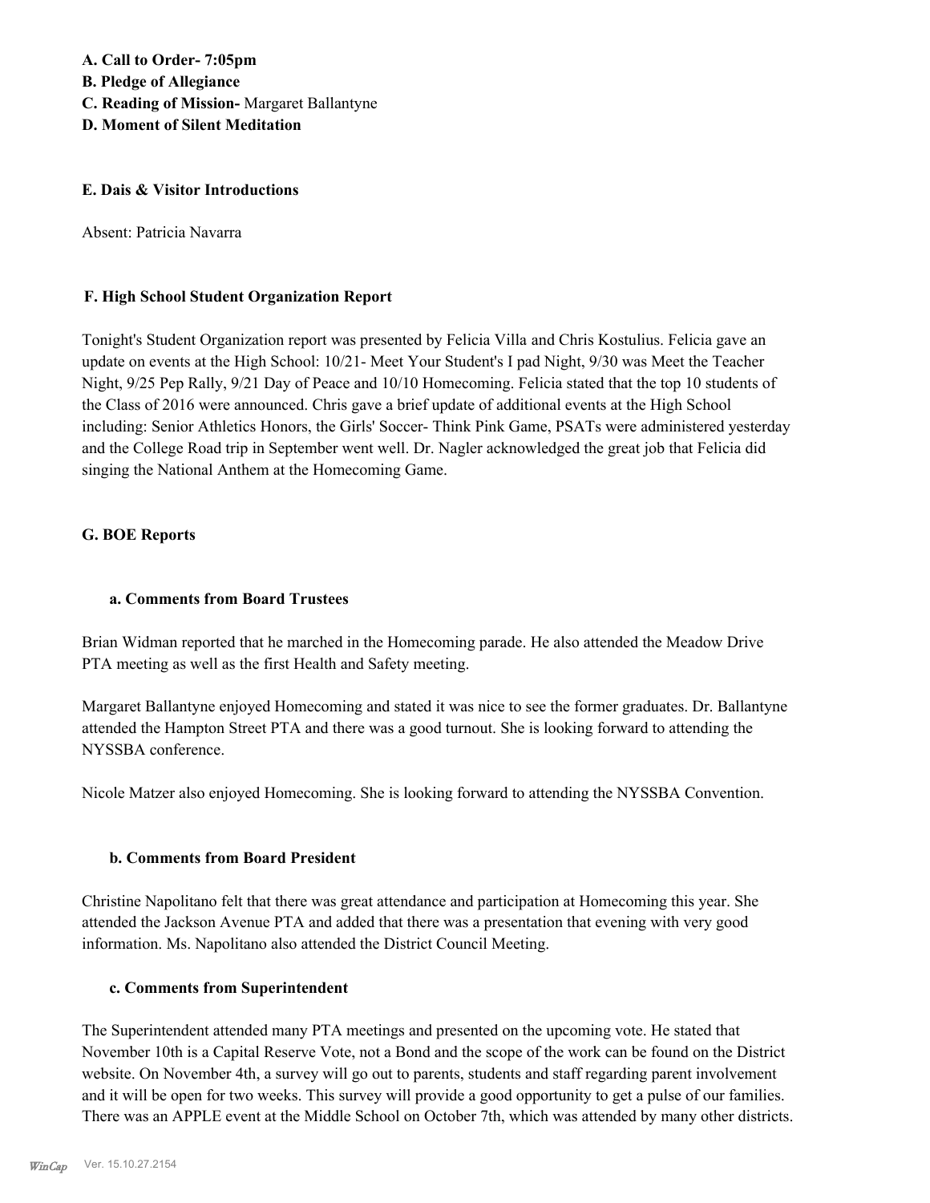**A. Call to Order- 7:05pm**
**B. Pledge of Allegiance**
**C. Reading of Mission-** Margaret Ballantyne
**D. Moment of Silent Meditation**

**E. Dais & Visitor Introductions**

Absent: Patricia Navarra

**F. High School Student Organization Report**

Tonight's Student Organization report was presented by Felicia Villa and Chris Kostulius. Felicia gave an update on events at the High School: 10/21- Meet Your Student's I pad Night, 9/30 was Meet the Teacher Night, 9/25 Pep Rally, 9/21 Day of Peace and 10/10 Homecoming. Felicia stated that the top 10 students of the Class of 2016 were announced. Chris gave a brief update of additional events at the High School including: Senior Athletics Honors, the Girls' Soccer- Think Pink Game, PSATs were administered yesterday and the College Road trip in September went well. Dr. Nagler acknowledged the great job that Felicia did singing the National Anthem at the Homecoming Game.

**G. BOE Reports**

**a. Comments from Board Trustees**

Brian Widman reported that he marched in the Homecoming parade. He also attended the Meadow Drive PTA meeting as well as the first Health and Safety meeting.

Margaret Ballantyne enjoyed Homecoming and stated it was nice to see the former graduates. Dr. Ballantyne attended the Hampton Street PTA and there was a good turnout. She is looking forward to attending the NYSSBA conference.

Nicole Matzer also enjoyed Homecoming. She is looking forward to attending the NYSSBA Convention.

**b. Comments from Board President**

Christine Napolitano felt that there was great attendance and participation at Homecoming this year. She attended the Jackson Avenue PTA and added that there was a presentation that evening with very good information. Ms. Napolitano also attended the District Council Meeting.

**c. Comments from Superintendent**

The Superintendent attended many PTA meetings and presented on the upcoming vote. He stated that November 10th is a Capital Reserve Vote, not a Bond and the scope of the work can be found on the District website. On November 4th, a survey will go out to parents, students and staff regarding parent involvement and it will be open for two weeks. This survey will provide a good opportunity to get a pulse of our families. There was an APPLE event at the Middle School on October 7th, which was attended by many other districts.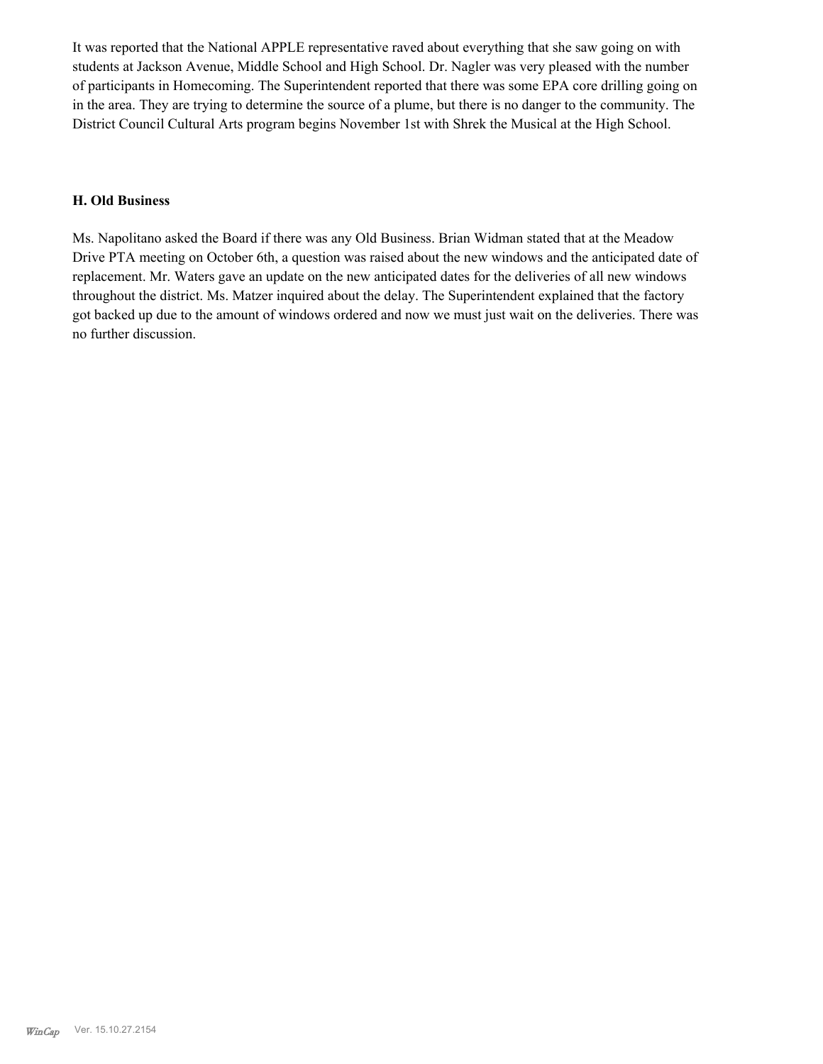It was reported that the National APPLE representative raved about everything that she saw going on with students at Jackson Avenue, Middle School and High School. Dr. Nagler was very pleased with the number of participants in Homecoming. The Superintendent reported that there was some EPA core drilling going on in the area. They are trying to determine the source of a plume, but there is no danger to the community. The District Council Cultural Arts program begins November 1st with Shrek the Musical at the High School.

### H. Old Business

Ms. Napolitano asked the Board if there was any Old Business. Brian Widman stated that at the Meadow Drive PTA meeting on October 6th, a question was raised about the new windows and the anticipated date of replacement. Mr. Waters gave an update on the new anticipated dates for the deliveries of all new windows throughout the district. Ms. Matzer inquired about the delay. The Superintendent explained that the factory got backed up due to the amount of windows ordered and now we must just wait on the deliveries. There was no further discussion.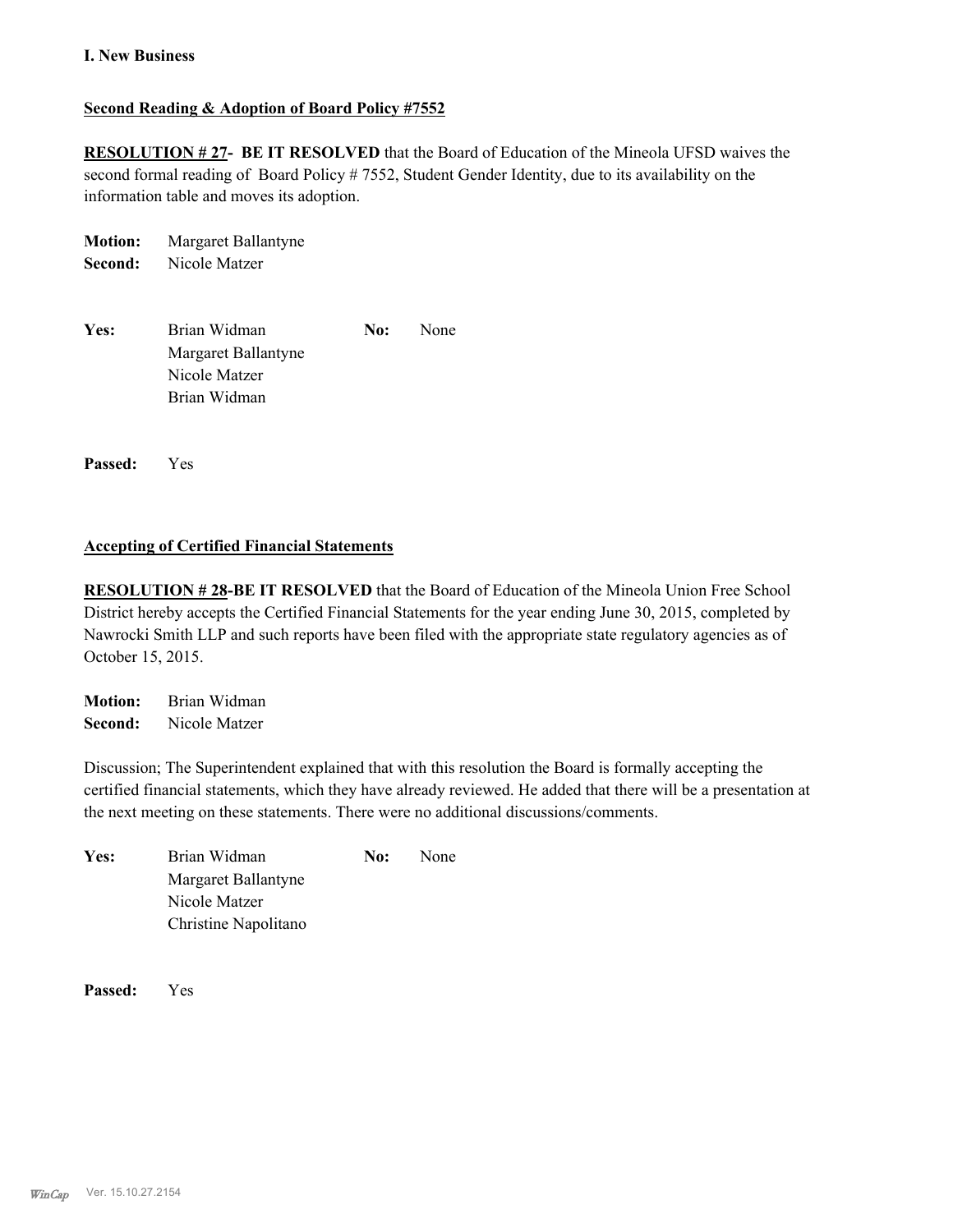**I. New Business**

**Second Reading & Adoption of Board Policy #7552**

**RESOLUTION # 27- BE IT RESOLVED** that the Board of Education of the Mineola UFSD waives the second formal reading of Board Policy # 7552, Student Gender Identity, due to its availability on the information table and moves its adoption.

**Motion:** Margaret Ballantyne
**Second:** Nicole Matzer

| **Yes:** | Brian Widman | **No:** | None |
|---|---|---|---|
| | Margaret Ballantyne | | |
| | Nicole Matzer | | |
| | Brian Widman | | |

**Passed:** Yes

**Accepting of Certified Financial Statements**

**RESOLUTION # 28-BE IT RESOLVED** that the Board of Education of the Mineola Union Free School District hereby accepts the Certified Financial Statements for the year ending June 30, 2015, completed by Nawrocki Smith LLP and such reports have been filed with the appropriate state regulatory agencies as of October 15, 2015.

**Motion:** Brian Widman
**Second:** Nicole Matzer

Discussion; The Superintendent explained that with this resolution the Board is formally accepting the certified financial statements, which they have already reviewed. He added that there will be a presentation at the next meeting on these statements. There were no additional discussions/comments.

| **Yes:** | Brian Widman | **No:** | None |
|---|---|---|---|
| | Margaret Ballantyne | | |
| | Nicole Matzer | | |
| | Christine Napolitano | | |

**Passed:** Yes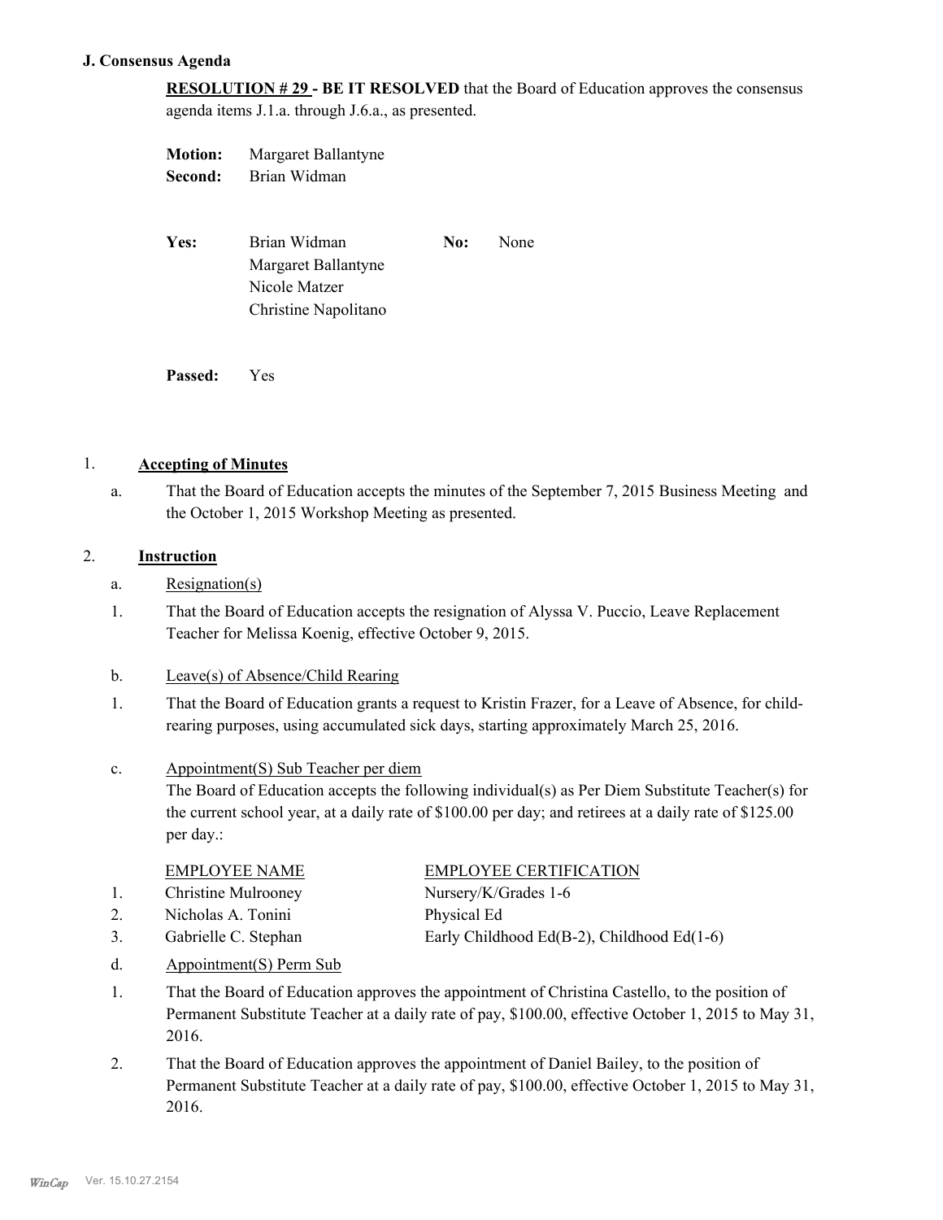**J. Consensus Agenda**

**RESOLUTION # 29 - BE IT RESOLVED** that the Board of Education approves the consensus agenda items J.1.a. through J.6.a., as presented.

**Motion:** Margaret Ballantyne
**Second:** Brian Widman

**Yes:** Brian Widman
Margaret Ballantyne
Nicole Matzer
Christine Napolitano

**No:** None

**Passed:** Yes

1. **Accepting of Minutes**

a. That the Board of Education accepts the minutes of the September 7, 2015 Business Meeting and the October 1, 2015 Workshop Meeting as presented.

2. **Instruction**

a. Resignation(s)

1. That the Board of Education accepts the resignation of Alyssa V. Puccio, Leave Replacement Teacher for Melissa Koenig, effective October 9, 2015.

b. Leave(s) of Absence/Child Rearing

1. That the Board of Education grants a request to Kristin Frazer, for a Leave of Absence, for child-rearing purposes, using accumulated sick days, starting approximately March 25, 2016.

c. Appointment(S) Sub Teacher per diem

The Board of Education accepts the following individual(s) as Per Diem Substitute Teacher(s) for the current school year, at a daily rate of $100.00 per day; and retirees at a daily rate of $125.00 per day.:

| | EMPLOYEE NAME | EMPLOYEE CERTIFICATION |
|---|---|---|
| 1. | Christine Mulrooney | Nursery/K/Grades 1-6 |
| 2. | Nicholas A. Tonini | Physical Ed |
| 3. | Gabrielle C. Stephan | Early Childhood Ed(B-2), Childhood Ed(1-6) |

d. Appointment(S) Perm Sub

1. That the Board of Education approves the appointment of Christina Castello, to the position of Permanent Substitute Teacher at a daily rate of pay, $100.00, effective October 1, 2015 to May 31, 2016.

2. That the Board of Education approves the appointment of Daniel Bailey, to the position of Permanent Substitute Teacher at a daily rate of pay, $100.00, effective October 1, 2015 to May 31, 2016.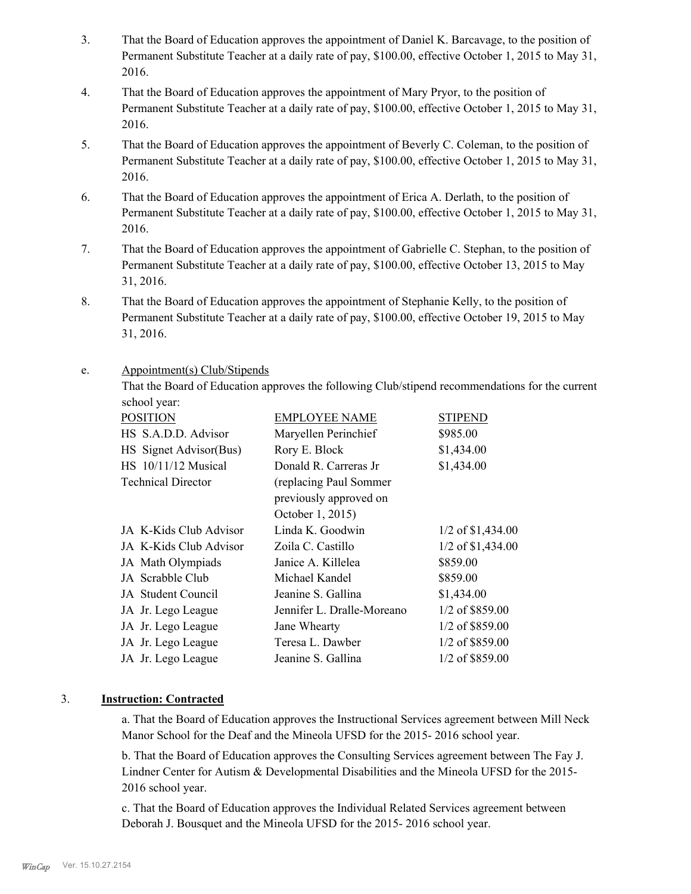3. That the Board of Education approves the appointment of Daniel K. Barcavage, to the position of Permanent Substitute Teacher at a daily rate of pay, $100.00, effective October 1, 2015 to May 31, 2016.

4. That the Board of Education approves the appointment of Mary Pryor, to the position of Permanent Substitute Teacher at a daily rate of pay, $100.00, effective October 1, 2015 to May 31, 2016.

5. That the Board of Education approves the appointment of Beverly C. Coleman, to the position of Permanent Substitute Teacher at a daily rate of pay, $100.00, effective October 1, 2015 to May 31, 2016.

6. That the Board of Education approves the appointment of Erica A. Derlath, to the position of Permanent Substitute Teacher at a daily rate of pay, $100.00, effective October 1, 2015 to May 31, 2016.

7. That the Board of Education approves the appointment of Gabrielle C. Stephan, to the position of Permanent Substitute Teacher at a daily rate of pay, $100.00, effective October 13, 2015 to May 31, 2016.

8. That the Board of Education approves the appointment of Stephanie Kelly, to the position of Permanent Substitute Teacher at a daily rate of pay, $100.00, effective October 19, 2015 to May 31, 2016.

e. Appointment(s) Club/Stipends

That the Board of Education approves the following Club/stipend recommendations for the current school year:

| POSITION | EMPLOYEE NAME | STIPEND |
|---|---|---|
| HS S.A.D.D. Advisor | Maryellen Perinchief | $985.00 |
| HS Signet Advisor(Bus) | Rory E. Block | $1,434.00 |
| HS 10/11/12 Musical Technical Director | Donald R. Carreras Jr (replacing Paul Sommer previously approved on October 1, 2015) | $1,434.00 |
| JA K-Kids Club Advisor | Linda K. Goodwin | 1/2 of $1,434.00 |
| JA K-Kids Club Advisor | Zoila C. Castillo | 1/2 of $1,434.00 |
| JA Math Olympiads | Janice A. Killelea | $859.00 |
| JA Scrabble Club | Michael Kandel | $859.00 |
| JA Student Council | Jeanine S. Gallina | $1,434.00 |
| JA Jr. Lego League | Jennifer L. Dralle-Moreano | 1/2 of $859.00 |
| JA Jr. Lego League | Jane Whearty | 1/2 of $859.00 |
| JA Jr. Lego League | Teresa L. Dawber | 1/2 of $859.00 |
| JA Jr. Lego League | Jeanine S. Gallina | 1/2 of $859.00 |

3. **Instruction: Contracted**

a. That the Board of Education approves the Instructional Services agreement between Mill Neck Manor School for the Deaf and the Mineola UFSD for the 2015- 2016 school year.

b. That the Board of Education approves the Consulting Services agreement between The Fay J. Lindner Center for Autism & Developmental Disabilities and the Mineola UFSD for the 2015-2016 school year.

c. That the Board of Education approves the Individual Related Services agreement between Deborah J. Bousquet and the Mineola UFSD for the 2015- 2016 school year.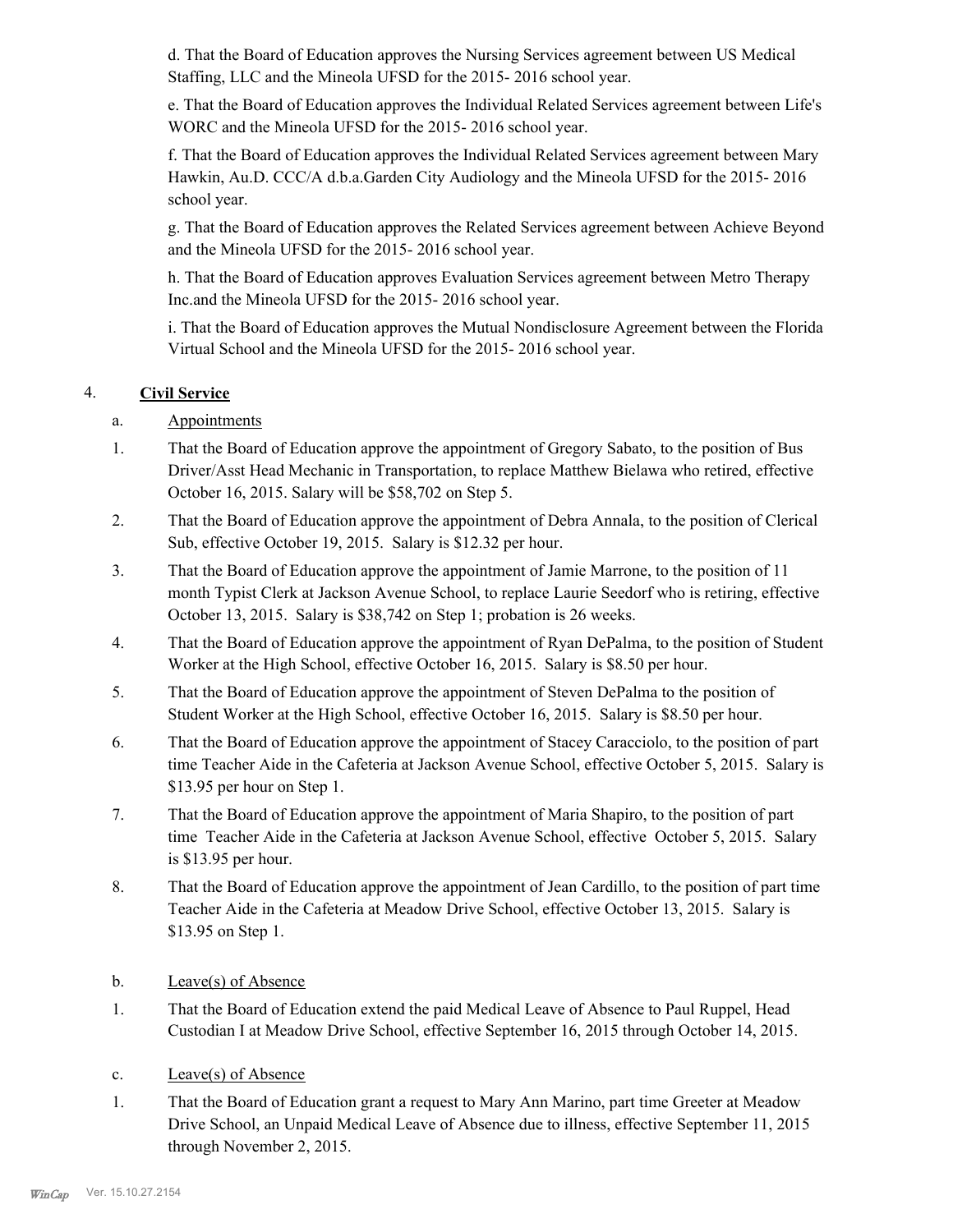d. That the Board of Education approves the Nursing Services agreement between US Medical Staffing, LLC and the Mineola UFSD for the 2015- 2016 school year.

e. That the Board of Education approves the Individual Related Services agreement between Life's WORC and the Mineola UFSD for the 2015- 2016 school year.

f. That the Board of Education approves the Individual Related Services agreement between Mary Hawkin, Au.D. CCC/A d.b.a.Garden City Audiology and the Mineola UFSD for the 2015- 2016 school year.

g. That the Board of Education approves the Related Services agreement between Achieve Beyond and the Mineola UFSD for the 2015- 2016 school year.

h. That the Board of Education approves Evaluation Services agreement between Metro Therapy Inc.and the Mineola UFSD for the 2015- 2016 school year.

i. That the Board of Education approves the Mutual Nondisclosure Agreement between the Florida Virtual School and the Mineola UFSD for the 2015- 2016 school year.

4. **Civil Service**

a. Appointments

1. That the Board of Education approve the appointment of Gregory Sabato, to the position of Bus Driver/Asst Head Mechanic in Transportation, to replace Matthew Bielawa who retired, effective October 16, 2015. Salary will be $58,702 on Step 5.

2. That the Board of Education approve the appointment of Debra Annala, to the position of Clerical Sub, effective October 19, 2015. Salary is $12.32 per hour.

3. That the Board of Education approve the appointment of Jamie Marrone, to the position of 11 month Typist Clerk at Jackson Avenue School, to replace Laurie Seedorf who is retiring, effective October 13, 2015. Salary is $38,742 on Step 1; probation is 26 weeks.

4. That the Board of Education approve the appointment of Ryan DePalma, to the position of Student Worker at the High School, effective October 16, 2015. Salary is $8.50 per hour.

5. That the Board of Education approve the appointment of Steven DePalma to the position of Student Worker at the High School, effective October 16, 2015. Salary is $8.50 per hour.

6. That the Board of Education approve the appointment of Stacey Caracciolo, to the position of part time Teacher Aide in the Cafeteria at Jackson Avenue School, effective October 5, 2015. Salary is $13.95 per hour on Step 1.

7. That the Board of Education approve the appointment of Maria Shapiro, to the position of part time Teacher Aide in the Cafeteria at Jackson Avenue School, effective October 5, 2015. Salary is $13.95 per hour.

8. That the Board of Education approve the appointment of Jean Cardillo, to the position of part time Teacher Aide in the Cafeteria at Meadow Drive School, effective October 13, 2015. Salary is $13.95 on Step 1.

b. Leave(s) of Absence

1. That the Board of Education extend the paid Medical Leave of Absence to Paul Ruppel, Head Custodian I at Meadow Drive School, effective September 16, 2015 through October 14, 2015.

c. Leave(s) of Absence

1. That the Board of Education grant a request to Mary Ann Marino, part time Greeter at Meadow Drive School, an Unpaid Medical Leave of Absence due to illness, effective September 11, 2015 through November 2, 2015.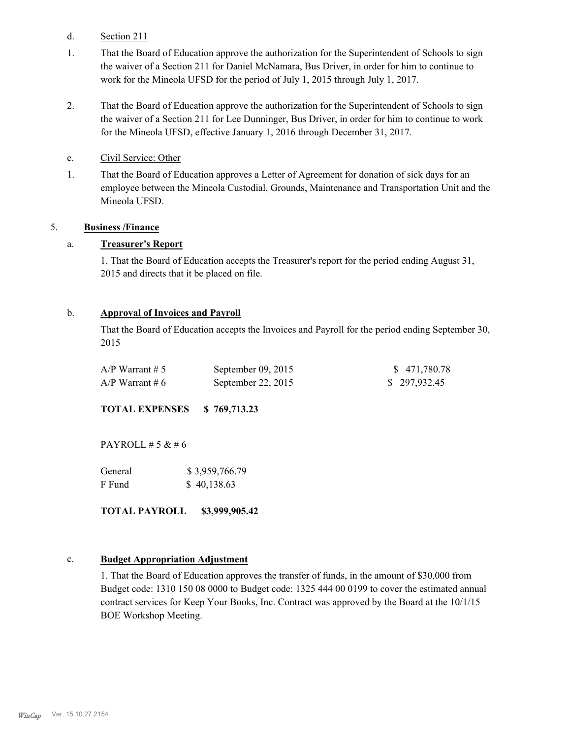d. Section 211

1. That the Board of Education approve the authorization for the Superintendent of Schools to sign the waiver of a Section 211 for Daniel McNamara, Bus Driver, in order for him to continue to work for the Mineola UFSD for the period of July 1, 2015 through July 1, 2017.

2. That the Board of Education approve the authorization for the Superintendent of Schools to sign the waiver of a Section 211 for Lee Dunninger, Bus Driver, in order for him to continue to work for the Mineola UFSD, effective January 1, 2016 through December 31, 2017.

e. Civil Service: Other

1. That the Board of Education approves a Letter of Agreement for donation of sick days for an employee between the Mineola Custodial, Grounds, Maintenance and Transportation Unit and the Mineola UFSD.

5. **Business /Finance**

a. **Treasurer's Report**

1. That the Board of Education accepts the Treasurer's report for the period ending August 31, 2015 and directs that it be placed on file.

b. **Approval of Invoices and Payroll**

That the Board of Education accepts the Invoices and Payroll for the period ending September 30, 2015

| | | |
|---|---|---|
| A/P Warrant # 5 | September 09, 2015 | $ 471,780.78 |
| A/P Warrant # 6 | September 22, 2015 | $ 297,932.45 |

**TOTAL EXPENSES $ 769,713.23**

PAYROLL # 5 & # 6

| | |
|---|---|
| General | $ 3,959,766.79 |
| F Fund | $ 40,138.63 |

**TOTAL PAYROLL $3,999,905.42**

c. **Budget Appropriation Adjustment**

1. That the Board of Education approves the transfer of funds, in the amount of $30,000 from Budget code: 1310 150 08 0000 to Budget code: 1325 444 00 0199 to cover the estimated annual contract services for Keep Your Books, Inc. Contract was approved by the Board at the 10/1/15 BOE Workshop Meeting.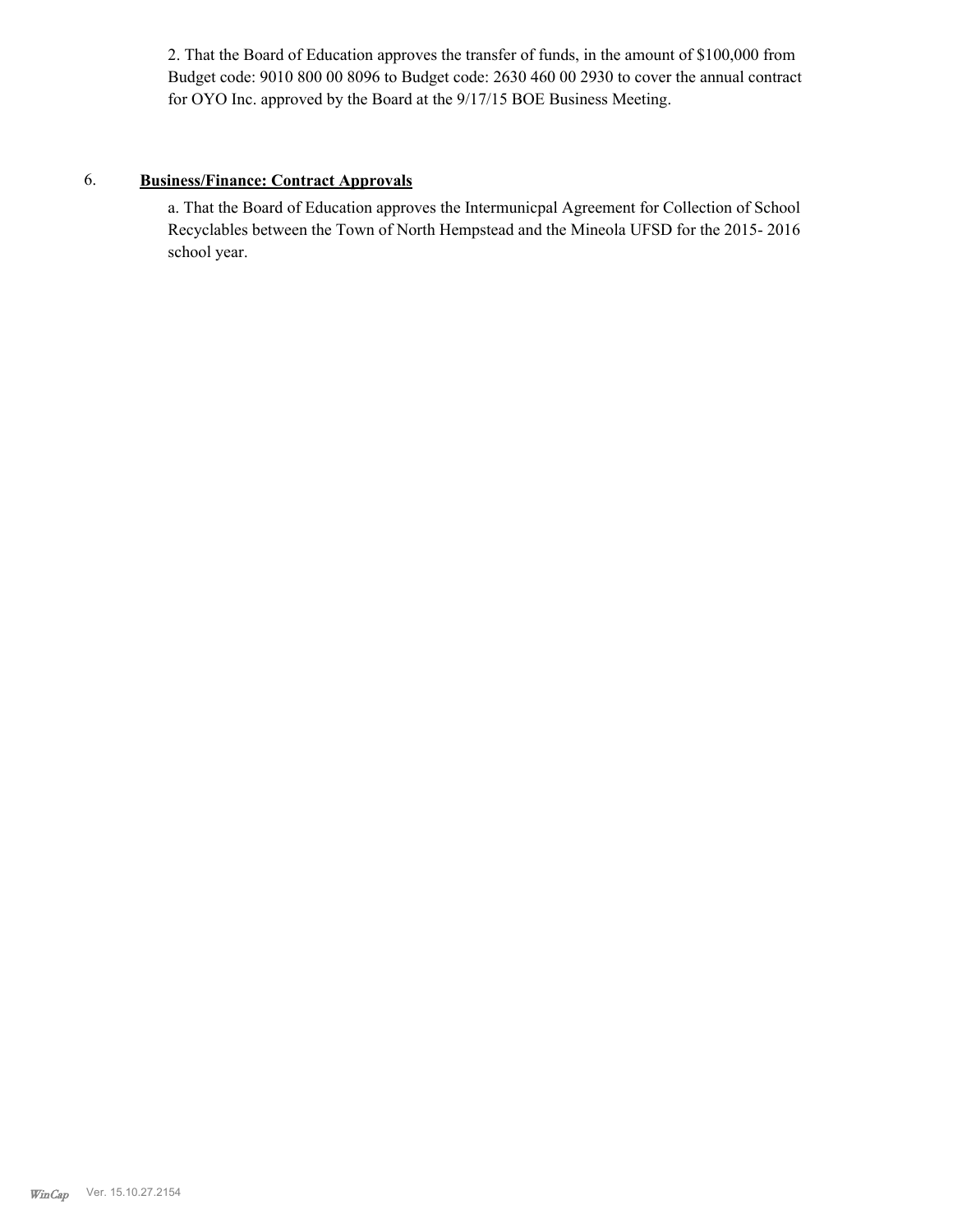2. That the Board of Education approves the transfer of funds, in the amount of $100,000 from Budget code: 9010 800 00 8096 to Budget code: 2630 460 00 2930 to cover the annual contract for OYO Inc. approved by the Board at the 9/17/15 BOE Business Meeting.

6. **Business/Finance: Contract Approvals**

a. That the Board of Education approves the Intermunicpal Agreement for Collection of School Recyclables between the Town of North Hempstead and the Mineola UFSD for the 2015- 2016 school year.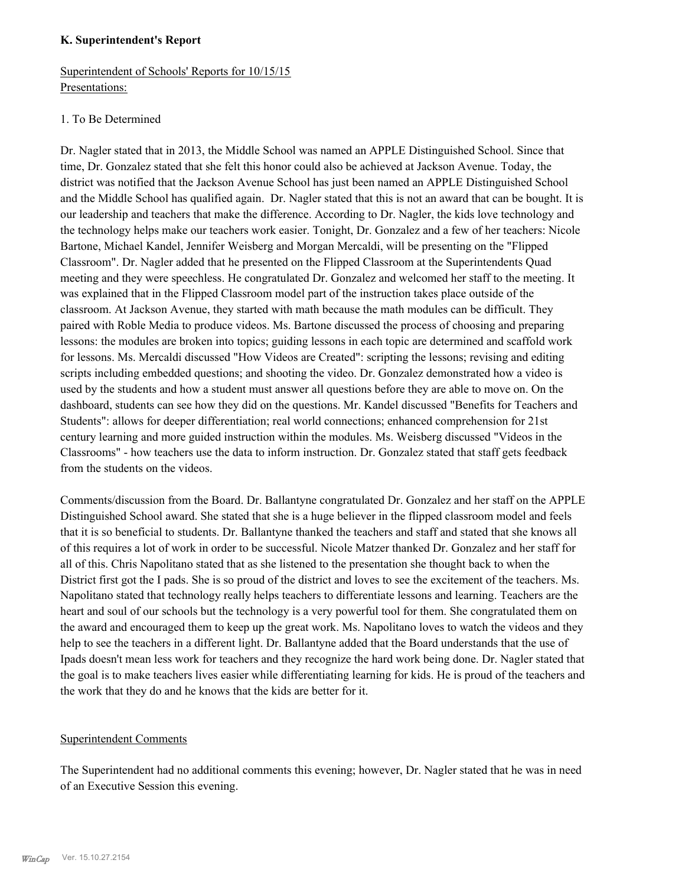### K. Superintendent's Report

Superintendent of Schools' Reports for 10/15/15
Presentations:

1. To Be Determined

Dr. Nagler stated that in 2013, the Middle School was named an APPLE Distinguished School. Since that time, Dr. Gonzalez stated that she felt this honor could also be achieved at Jackson Avenue. Today, the district was notified that the Jackson Avenue School has just been named an APPLE Distinguished School and the Middle School has qualified again. Dr. Nagler stated that this is not an award that can be bought. It is our leadership and teachers that make the difference. According to Dr. Nagler, the kids love technology and the technology helps make our teachers work easier. Tonight, Dr. Gonzalez and a few of her teachers: Nicole Bartone, Michael Kandel, Jennifer Weisberg and Morgan Mercaldi, will be presenting on the "Flipped Classroom". Dr. Nagler added that he presented on the Flipped Classroom at the Superintendents Quad meeting and they were speechless. He congratulated Dr. Gonzalez and welcomed her staff to the meeting. It was explained that in the Flipped Classroom model part of the instruction takes place outside of the classroom. At Jackson Avenue, they started with math because the math modules can be difficult. They paired with Roble Media to produce videos. Ms. Bartone discussed the process of choosing and preparing lessons: the modules are broken into topics; guiding lessons in each topic are determined and scaffold work for lessons. Ms. Mercaldi discussed "How Videos are Created": scripting the lessons; revising and editing scripts including embedded questions; and shooting the video. Dr. Gonzalez demonstrated how a video is used by the students and how a student must answer all questions before they are able to move on. On the dashboard, students can see how they did on the questions. Mr. Kandel discussed "Benefits for Teachers and Students": allows for deeper differentiation; real world connections; enhanced comprehension for 21st century learning and more guided instruction within the modules. Ms. Weisberg discussed "Videos in the Classrooms" - how teachers use the data to inform instruction. Dr. Gonzalez stated that staff gets feedback from the students on the videos.

Comments/discussion from the Board. Dr. Ballantyne congratulated Dr. Gonzalez and her staff on the APPLE Distinguished School award. She stated that she is a huge believer in the flipped classroom model and feels that it is so beneficial to students. Dr. Ballantyne thanked the teachers and staff and stated that she knows all of this requires a lot of work in order to be successful. Nicole Matzer thanked Dr. Gonzalez and her staff for all of this. Chris Napolitano stated that as she listened to the presentation she thought back to when the District first got the I pads. She is so proud of the district and loves to see the excitement of the teachers. Ms. Napolitano stated that technology really helps teachers to differentiate lessons and learning. Teachers are the heart and soul of our schools but the technology is a very powerful tool for them. She congratulated them on the award and encouraged them to keep up the great work. Ms. Napolitano loves to watch the videos and they help to see the teachers in a different light. Dr. Ballantyne added that the Board understands that the use of Ipads doesn't mean less work for teachers and they recognize the hard work being done. Dr. Nagler stated that the goal is to make teachers lives easier while differentiating learning for kids. He is proud of the teachers and the work that they do and he knows that the kids are better for it.

Superintendent Comments

The Superintendent had no additional comments this evening; however, Dr. Nagler stated that he was in need of an Executive Session this evening.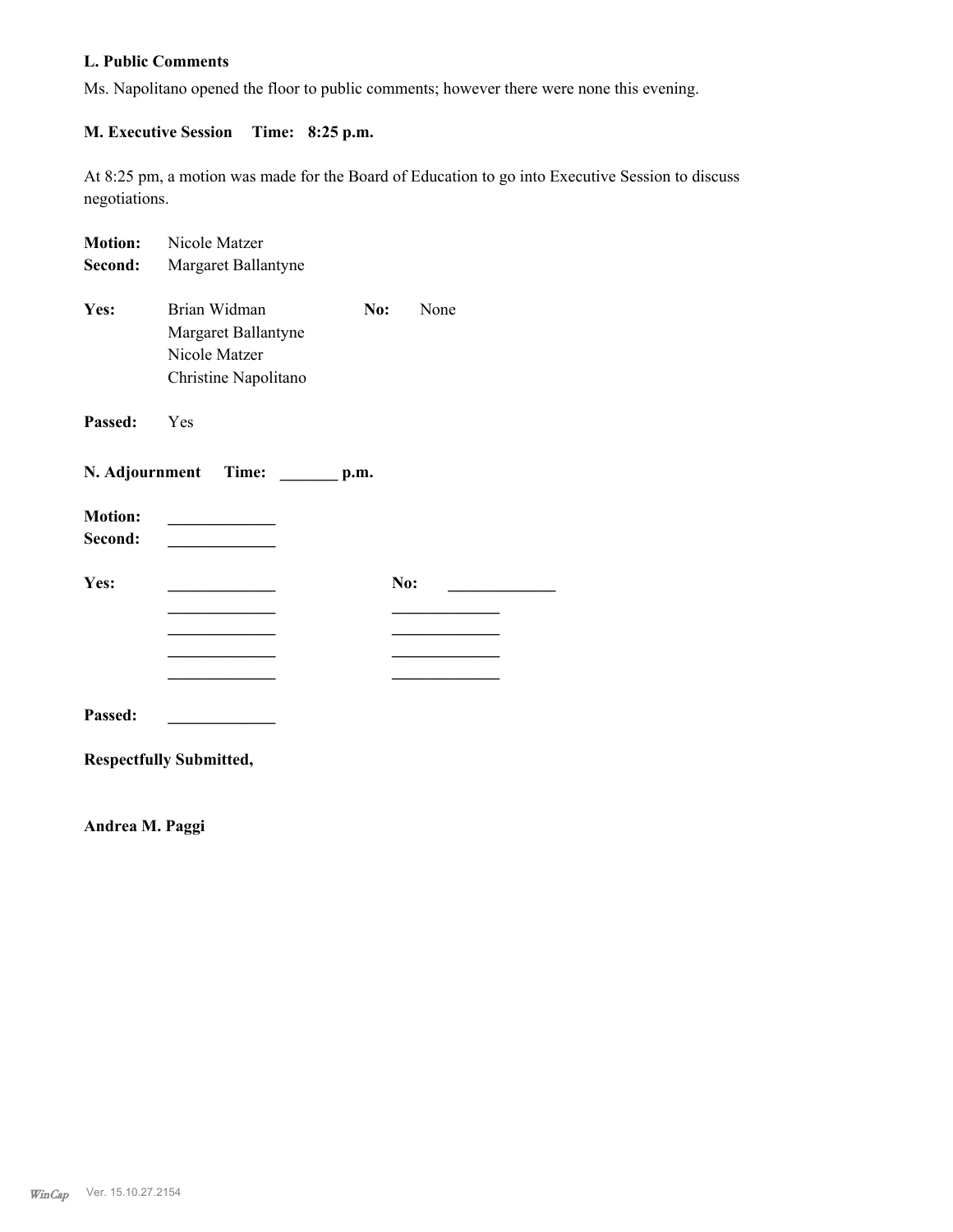**L. Public Comments**

Ms. Napolitano opened the floor to public comments; however there were none this evening.

**M. Executive Session Time: 8:25 p.m.**

At 8:25 pm, a motion was made for the Board of Education to go into Executive Session to discuss negotiations.

**Motion:** Nicole Matzer
**Second:** Margaret Ballantyne

**Yes:** Brian Widman
Margaret Ballantyne
Nicole Matzer
Christine Napolitano

**No:** None

**Passed:** Yes

**N. Adjournment Time: _______ p.m.**

**Motion:** _____________
**Second:** _____________

**Yes:** _____________
_____________
_____________
_____________
_____________

**No:** _____________
_____________
_____________
_____________
_____________

**Passed:** _____________

**Respectfully Submitted,**

**Andrea M. Paggi**